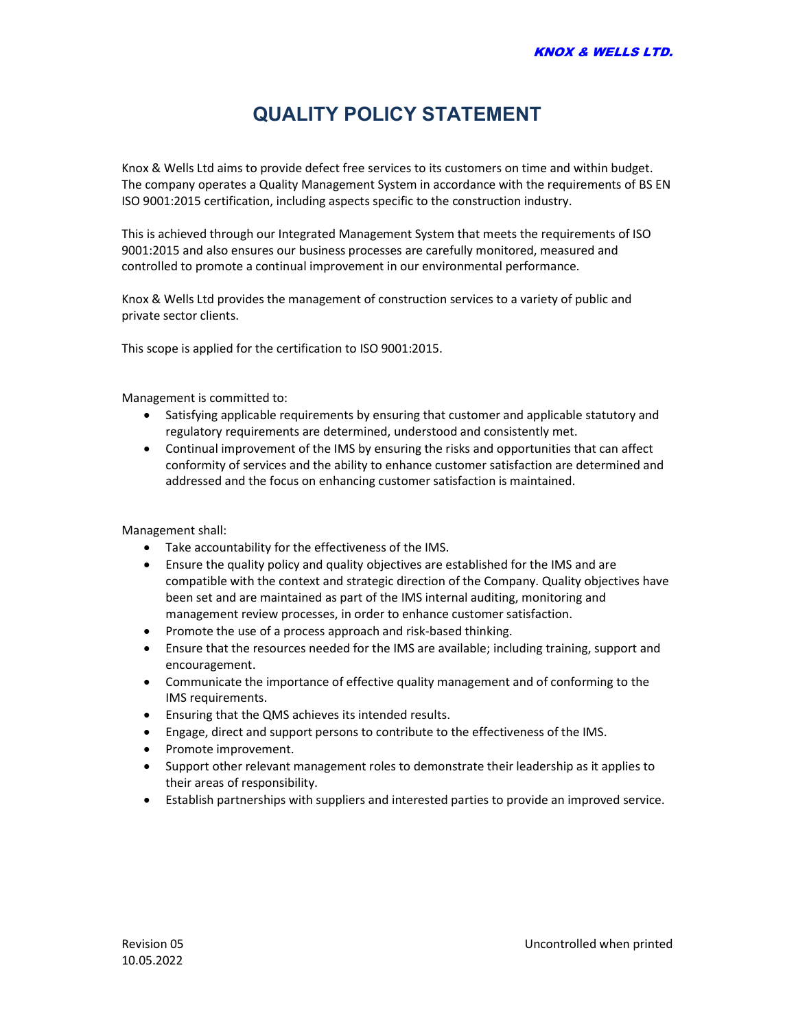# QUALITY POLICY STATEMENT

Knox & Wells Ltd aims to provide defect free services to its customers on time and within budget. The company operates a Quality Management System in accordance with the requirements of BS EN ISO 9001:2015 certification, including aspects specific to the construction industry.

This is achieved through our Integrated Management System that meets the requirements of ISO 9001:2015 and also ensures our business processes are carefully monitored, measured and controlled to promote a continual improvement in our environmental performance.

Knox & Wells Ltd provides the management of construction services to a variety of public and private sector clients.

This scope is applied for the certification to ISO 9001:2015.

Management is committed to:

- Satisfying applicable requirements by ensuring that customer and applicable statutory and regulatory requirements are determined, understood and consistently met.
- Continual improvement of the IMS by ensuring the risks and opportunities that can affect conformity of services and the ability to enhance customer satisfaction are determined and addressed and the focus on enhancing customer satisfaction is maintained.

Management shall:

- Take accountability for the effectiveness of the IMS.
- Ensure the quality policy and quality objectives are established for the IMS and are compatible with the context and strategic direction of the Company. Quality objectives have been set and are maintained as part of the IMS internal auditing, monitoring and management review processes, in order to enhance customer satisfaction.
- Promote the use of a process approach and risk-based thinking.
- Ensure that the resources needed for the IMS are available; including training, support and encouragement.
- Communicate the importance of effective quality management and of conforming to the IMS requirements.
- Ensuring that the QMS achieves its intended results.
- Engage, direct and support persons to contribute to the effectiveness of the IMS.
- Promote improvement.
- Support other relevant management roles to demonstrate their leadership as it applies to their areas of responsibility.
- Establish partnerships with suppliers and interested parties to provide an improved service.

Revision 05
10.05.2022

Uncontrolled when printed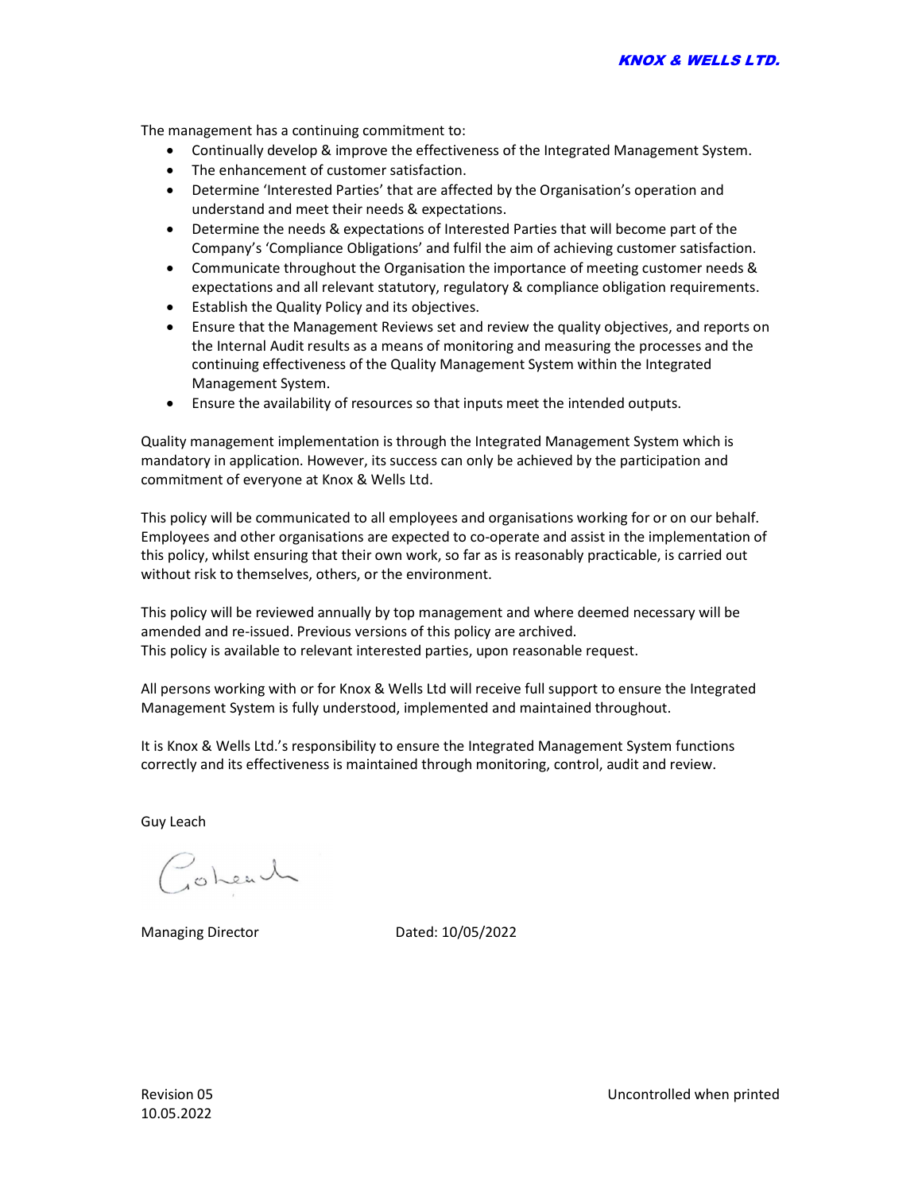The management has a continuing commitment to:

- Continually develop & improve the effectiveness of the Integrated Management System.
- The enhancement of customer satisfaction.
- Determine 'Interested Parties' that are affected by the Organisation's operation and understand and meet their needs & expectations.
- Determine the needs & expectations of Interested Parties that will become part of the Company's 'Compliance Obligations' and fulfil the aim of achieving customer satisfaction.
- Communicate throughout the Organisation the importance of meeting customer needs & expectations and all relevant statutory, regulatory & compliance obligation requirements.
- Establish the Quality Policy and its objectives.
- Ensure that the Management Reviews set and review the quality objectives, and reports on the Internal Audit results as a means of monitoring and measuring the processes and the continuing effectiveness of the Quality Management System within the Integrated Management System.
- Ensure the availability of resources so that inputs meet the intended outputs.

Quality management implementation is through the Integrated Management System which is mandatory in application. However, its success can only be achieved by the participation and commitment of everyone at Knox & Wells Ltd.

This policy will be communicated to all employees and organisations working for or on our behalf. Employees and other organisations are expected to co-operate and assist in the implementation of this policy, whilst ensuring that their own work, so far as is reasonably practicable, is carried out without risk to themselves, others, or the environment.

This policy will be reviewed annually by top management and where deemed necessary will be amended and re-issued. Previous versions of this policy are archived.
This policy is available to relevant interested parties, upon reasonable request.

All persons working with or for Knox & Wells Ltd will receive full support to ensure the Integrated Management System is fully understood, implemented and maintained throughout.

It is Knox & Wells Ltd.'s responsibility to ensure the Integrated Management System functions correctly and its effectiveness is maintained through monitoring, control, audit and review.

Guy Leach

Managing Director Dated: 10/05/2022

Revision 05
10.05.2022

Uncontrolled when printed